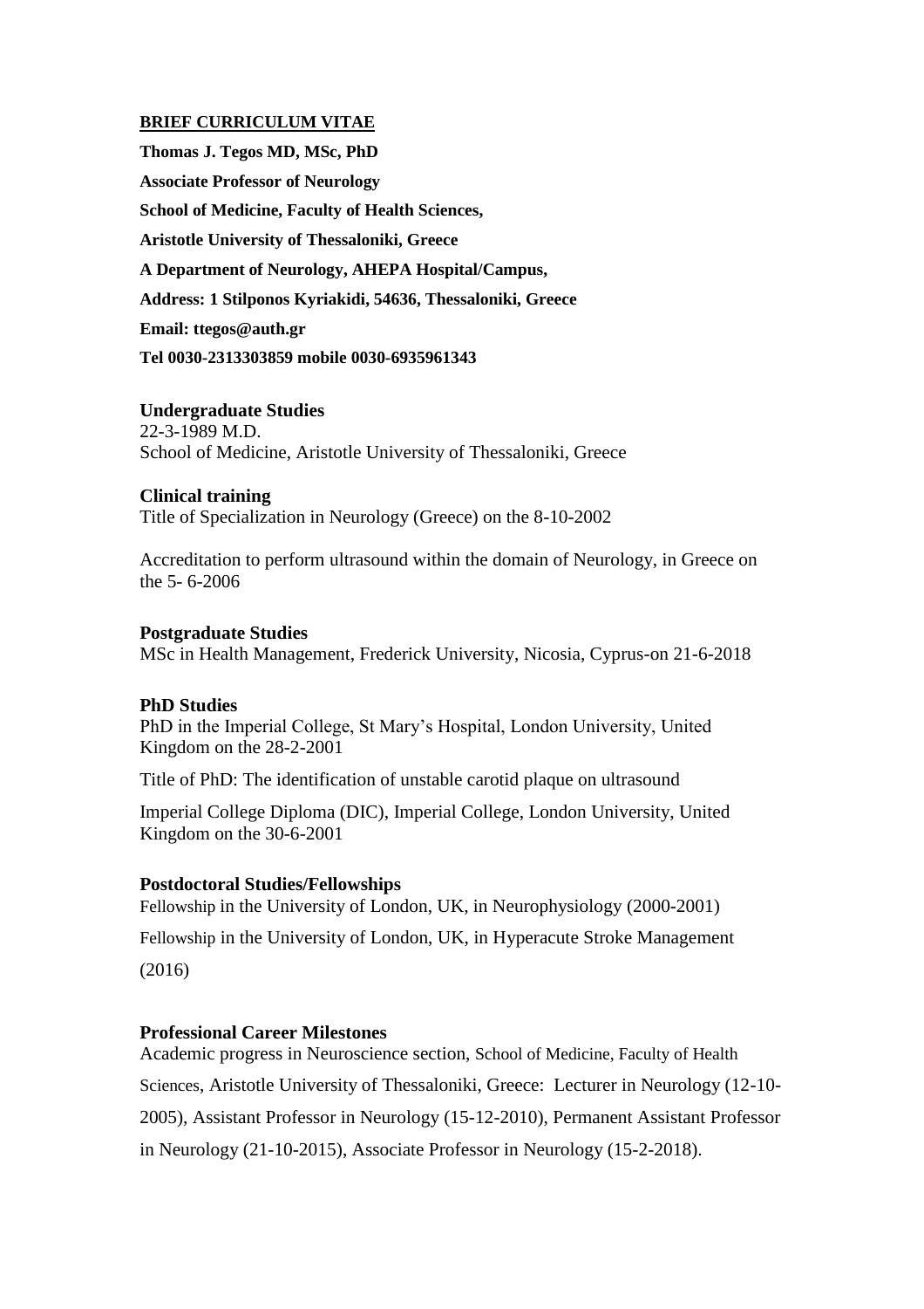## BRIEF CURRICULUM VITAE

**Thomas J. Tegos MD, MSc, PhD**

**Associate Professor of Neurology**

**School of Medicine, Faculty of Health Sciences,**

**Aristotle University of Thessaloniki, Greece**

**A Department of Neurology, AHEPA Hospital/Campus,**

**Address: 1 Stilponos Kyriakidi, 54636, Thessaloniki, Greece**

**Email: ttegos@auth.gr**

**Tel 0030-2313303859 mobile 0030-6935961343**

### Undergraduate Studies

22-3-1989 M.D.
School of Medicine, Aristotle University of Thessaloniki, Greece

### Clinical training

Title of Specialization in Neurology (Greece) on the 8-10-2002

Accreditation to perform ultrasound within the domain of Neurology, in Greece on the 5- 6-2006

### Postgraduate Studies

MSc in Health Management, Frederick University, Nicosia, Cyprus-on 21-6-2018

### PhD Studies

PhD in the Imperial College, St Mary's Hospital, London University, United Kingdom on the 28-2-2001

Title of PhD: The identification of unstable carotid plaque on ultrasound

Imperial College Diploma (DIC), Imperial College, London University, United Kingdom on the 30-6-2001

### Postdoctoral Studies/Fellowships

Fellowship in the University of London, UK, in Neurophysiology (2000-2001)

Fellowship in the University of London, UK, in Hyperacute Stroke Management (2016)

### Professional Career Milestones

Academic progress in Neuroscience section, School of Medicine, Faculty of Health Sciences, Aristotle University of Thessaloniki, Greece: Lecturer in Neurology (12-10-2005), Assistant Professor in Neurology (15-12-2010), Permanent Assistant Professor in Neurology (21-10-2015), Associate Professor in Neurology (15-2-2018).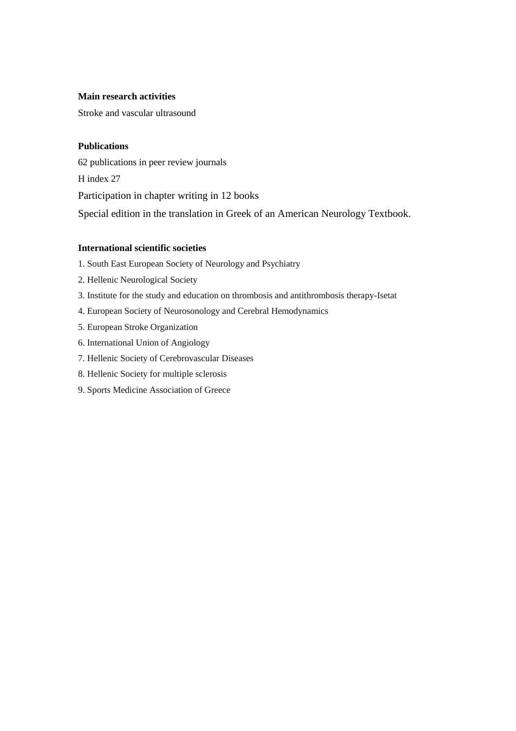**Main research activities**

Stroke and vascular ultrasound

**Publications**

62 publications in peer review journals

H index 27

Participation in chapter writing in 12 books

Special edition in the translation in Greek of an American Neurology Textbook.

**International scientific societies**

1. South East European Society of Neurology and Psychiatry
2. Hellenic Neurological Society
3. Institute for the study and education on thrombosis and antithrombosis therapy-Isetat
4. European Society of Neurosonology and Cerebral Hemodynamics
5. European Stroke Organization
6. International Union of Angiology
7. Hellenic Society of Cerebrovascular Diseases
8. Hellenic Society for multiple sclerosis
9. Sports Medicine Association of Greece